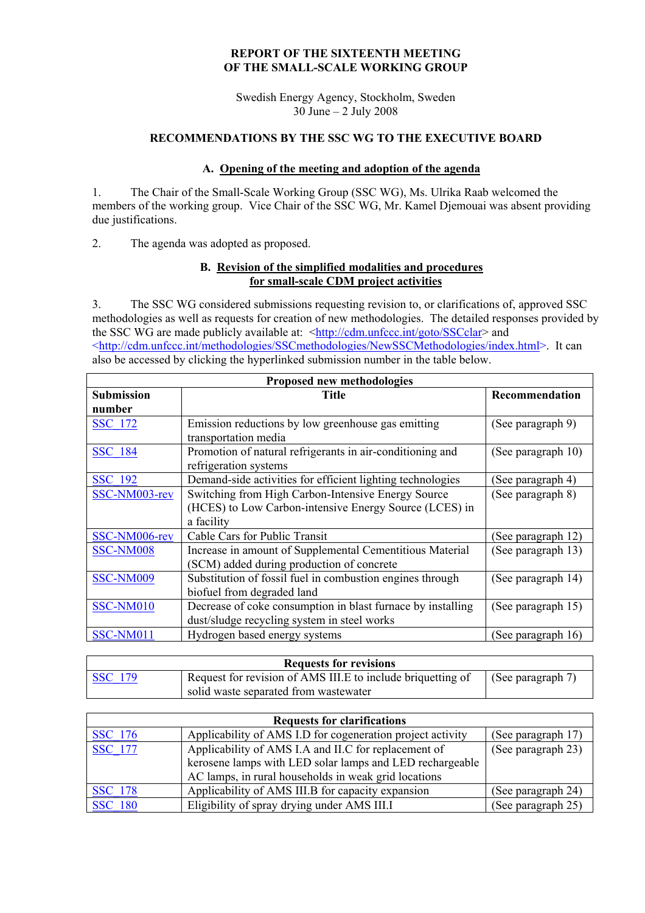# REPORT OF THE SIXTEENTH MEETING OF THE SMALL-SCALE WORKING GROUP

Swedish Energy Agency, Stockholm, Sweden
30 June – 2 July 2008

## RECOMMENDATIONS BY THE SSC WG TO THE EXECUTIVE BOARD

### A. Opening of the meeting and adoption of the agenda

1. The Chair of the Small-Scale Working Group (SSC WG), Ms. Ulrika Raab welcomed the members of the working group. Vice Chair of the SSC WG, Mr. Kamel Djemouai was absent providing due justifications.

2. The agenda was adopted as proposed.

### B. Revision of the simplified modalities and procedures for small-scale CDM project activities

3. The SSC WG considered submissions requesting revision to, or clarifications of, approved SSC methodologies as well as requests for creation of new methodologies. The detailed responses provided by the SSC WG are made publicly available at: <http://cdm.unfccc.int/goto/SSCclar> and <http://cdm.unfccc.int/methodologies/SSCmethodologies/NewSSCMethodologies/index.html>. It can also be accessed by clicking the hyperlinked submission number in the table below.

| Proposed new methodologies | | |
|---|---|---|
| **Submission number** | **Title** | **Recommendation** |
| SSC_172 | Emission reductions by low greenhouse gas emitting transportation media | (See paragraph 9) |
| SSC_184 | Promotion of natural refrigerants in air-conditioning and refrigeration systems | (See paragraph 10) |
| SSC_192 | Demand-side activities for efficient lighting technologies | (See paragraph 4) |
| SSC-NM003-rev | Switching from High Carbon-Intensive Energy Source (HCES) to Low Carbon-intensive Energy Source (LCES) in a facility | (See paragraph 8) |
| SSC-NM006-rev | Cable Cars for Public Transit | (See paragraph 12) |
| SSC-NM008 | Increase in amount of Supplemental Cementitious Material (SCM) added during production of concrete | (See paragraph 13) |
| SSC-NM009 | Substitution of fossil fuel in combustion engines through biofuel from degraded land | (See paragraph 14) |
| SSC-NM010 | Decrease of coke consumption in blast furnace by installing dust/sludge recycling system in steel works | (See paragraph 15) |
| SSC-NM011 | Hydrogen based energy systems | (See paragraph 16) |

| Requests for revisions | | |
|---|---|---|
| SSC_179 | Request for revision of AMS III.E to include briquetting of solid waste separated from wastewater | (See paragraph 7) |

| Requests for clarifications | | |
|---|---|---|
| SSC_176 | Applicability of AMS I.D for cogeneration project activity | (See paragraph 17) |
| SSC_177 | Applicability of AMS I.A and II.C for replacement of kerosene lamps with LED solar lamps and LED rechargeable AC lamps, in rural households in weak grid locations | (See paragraph 23) |
| SSC_178 | Applicability of AMS III.B for capacity expansion | (See paragraph 24) |
| SSC_180 | Eligibility of spray drying under AMS III.I | (See paragraph 25) |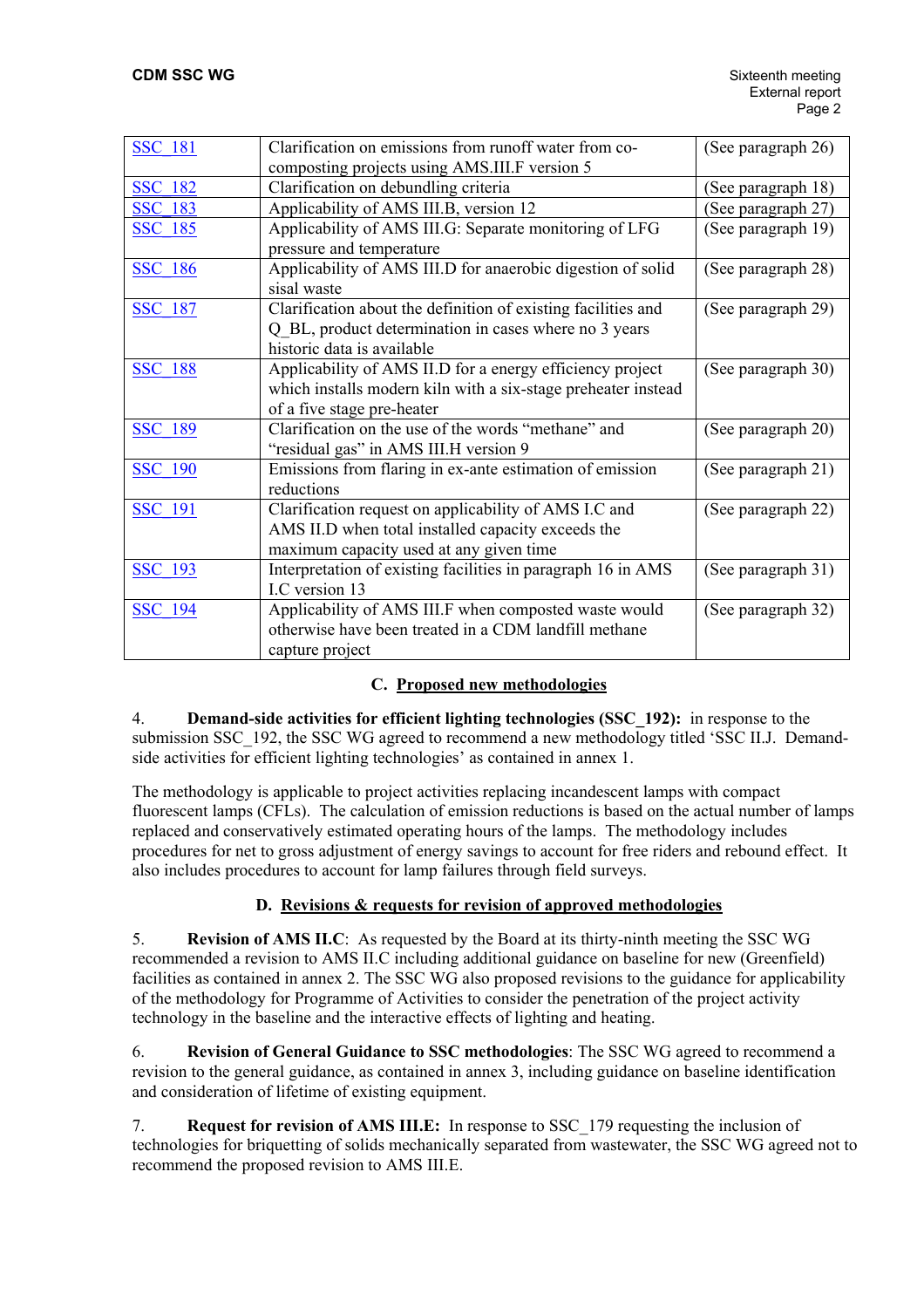| | | |
|---|---|---|
| SSC_181 | Clarification on emissions from runoff water from co-composting projects using AMS.III.F version 5 | (See paragraph 26) |
| SSC_182 | Clarification on debundling criteria | (See paragraph 18) |
| SSC_183 | Applicability of AMS III.B, version 12 | (See paragraph 27) |
| SSC_185 | Applicability of AMS III.G: Separate monitoring of LFG pressure and temperature | (See paragraph 19) |
| SSC_186 | Applicability of AMS III.D for anaerobic digestion of solid sisal waste | (See paragraph 28) |
| SSC_187 | Clarification about the definition of existing facilities and Q_BL, product determination in cases where no 3 years historic data is available | (See paragraph 29) |
| SSC_188 | Applicability of AMS II.D for a energy efficiency project which installs modern kiln with a six-stage preheater instead of a five stage pre-heater | (See paragraph 30) |
| SSC_189 | Clarification on the use of the words "methane" and "residual gas" in AMS III.H version 9 | (See paragraph 20) |
| SSC_190 | Emissions from flaring in ex-ante estimation of emission reductions | (See paragraph 21) |
| SSC_191 | Clarification request on applicability of AMS I.C and AMS II.D when total installed capacity exceeds the maximum capacity used at any given time | (See paragraph 22) |
| SSC_193 | Interpretation of existing facilities in paragraph 16 in AMS I.C version 13 | (See paragraph 31) |
| SSC_194 | Applicability of AMS III.F when composted waste would otherwise have been treated in a CDM landfill methane capture project | (See paragraph 32) |

## C. Proposed new methodologies

4. **Demand-side activities for efficient lighting technologies (SSC_192):** in response to the submission SSC_192, the SSC WG agreed to recommend a new methodology titled 'SSC II.J. Demand-side activities for efficient lighting technologies' as contained in annex 1.

The methodology is applicable to project activities replacing incandescent lamps with compact fluorescent lamps (CFLs). The calculation of emission reductions is based on the actual number of lamps replaced and conservatively estimated operating hours of the lamps. The methodology includes procedures for net to gross adjustment of energy savings to account for free riders and rebound effect. It also includes procedures to account for lamp failures through field surveys.

## D. Revisions & requests for revision of approved methodologies

5. **Revision of AMS II.C**: As requested by the Board at its thirty-ninth meeting the SSC WG recommended a revision to AMS II.C including additional guidance on baseline for new (Greenfield) facilities as contained in annex 2. The SSC WG also proposed revisions to the guidance for applicability of the methodology for Programme of Activities to consider the penetration of the project activity technology in the baseline and the interactive effects of lighting and heating.

6. **Revision of General Guidance to SSC methodologies**: The SSC WG agreed to recommend a revision to the general guidance, as contained in annex 3, including guidance on baseline identification and consideration of lifetime of existing equipment.

7. **Request for revision of AMS III.E:** In response to SSC_179 requesting the inclusion of technologies for briquetting of solids mechanically separated from wastewater, the SSC WG agreed not to recommend the proposed revision to AMS III.E.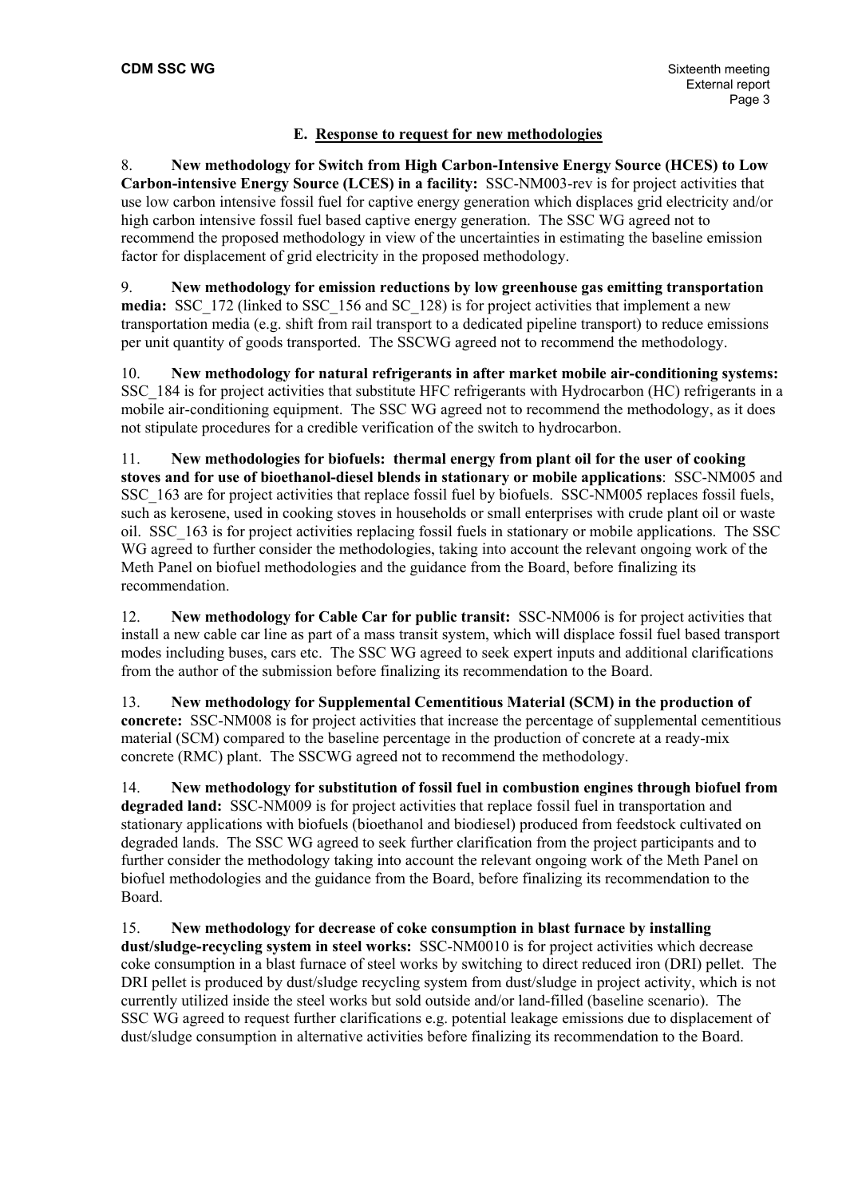## E. Response to request for new methodologies

8. **New methodology for Switch from High Carbon-Intensive Energy Source (HCES) to Low Carbon-intensive Energy Source (LCES) in a facility:** SSC-NM003-rev is for project activities that use low carbon intensive fossil fuel for captive energy generation which displaces grid electricity and/or high carbon intensive fossil fuel based captive energy generation. The SSC WG agreed not to recommend the proposed methodology in view of the uncertainties in estimating the baseline emission factor for displacement of grid electricity in the proposed methodology.

9. **New methodology for emission reductions by low greenhouse gas emitting transportation media:** SSC_172 (linked to SSC_156 and SC_128) is for project activities that implement a new transportation media (e.g. shift from rail transport to a dedicated pipeline transport) to reduce emissions per unit quantity of goods transported. The SSCWG agreed not to recommend the methodology.

10. **New methodology for natural refrigerants in after market mobile air-conditioning systems:** SSC_184 is for project activities that substitute HFC refrigerants with Hydrocarbon (HC) refrigerants in a mobile air-conditioning equipment. The SSC WG agreed not to recommend the methodology, as it does not stipulate procedures for a credible verification of the switch to hydrocarbon.

11. **New methodologies for biofuels: thermal energy from plant oil for the user of cooking stoves and for use of bioethanol-diesel blends in stationary or mobile applications**: SSC-NM005 and SSC_163 are for project activities that replace fossil fuel by biofuels. SSC-NM005 replaces fossil fuels, such as kerosene, used in cooking stoves in households or small enterprises with crude plant oil or waste oil. SSC_163 is for project activities replacing fossil fuels in stationary or mobile applications. The SSC WG agreed to further consider the methodologies, taking into account the relevant ongoing work of the Meth Panel on biofuel methodologies and the guidance from the Board, before finalizing its recommendation.

12. **New methodology for Cable Car for public transit:** SSC-NM006 is for project activities that install a new cable car line as part of a mass transit system, which will displace fossil fuel based transport modes including buses, cars etc. The SSC WG agreed to seek expert inputs and additional clarifications from the author of the submission before finalizing its recommendation to the Board.

13. **New methodology for Supplemental Cementitious Material (SCM) in the production of concrete:** SSC-NM008 is for project activities that increase the percentage of supplemental cementitious material (SCM) compared to the baseline percentage in the production of concrete at a ready-mix concrete (RMC) plant. The SSCWG agreed not to recommend the methodology.

14. **New methodology for substitution of fossil fuel in combustion engines through biofuel from degraded land:** SSC-NM009 is for project activities that replace fossil fuel in transportation and stationary applications with biofuels (bioethanol and biodiesel) produced from feedstock cultivated on degraded lands. The SSC WG agreed to seek further clarification from the project participants and to further consider the methodology taking into account the relevant ongoing work of the Meth Panel on biofuel methodologies and the guidance from the Board, before finalizing its recommendation to the Board.

15. **New methodology for decrease of coke consumption in blast furnace by installing dust/sludge-recycling system in steel works:** SSC-NM0010 is for project activities which decrease coke consumption in a blast furnace of steel works by switching to direct reduced iron (DRI) pellet. The DRI pellet is produced by dust/sludge recycling system from dust/sludge in project activity, which is not currently utilized inside the steel works but sold outside and/or land-filled (baseline scenario). The SSC WG agreed to request further clarifications e.g. potential leakage emissions due to displacement of dust/sludge consumption in alternative activities before finalizing its recommendation to the Board.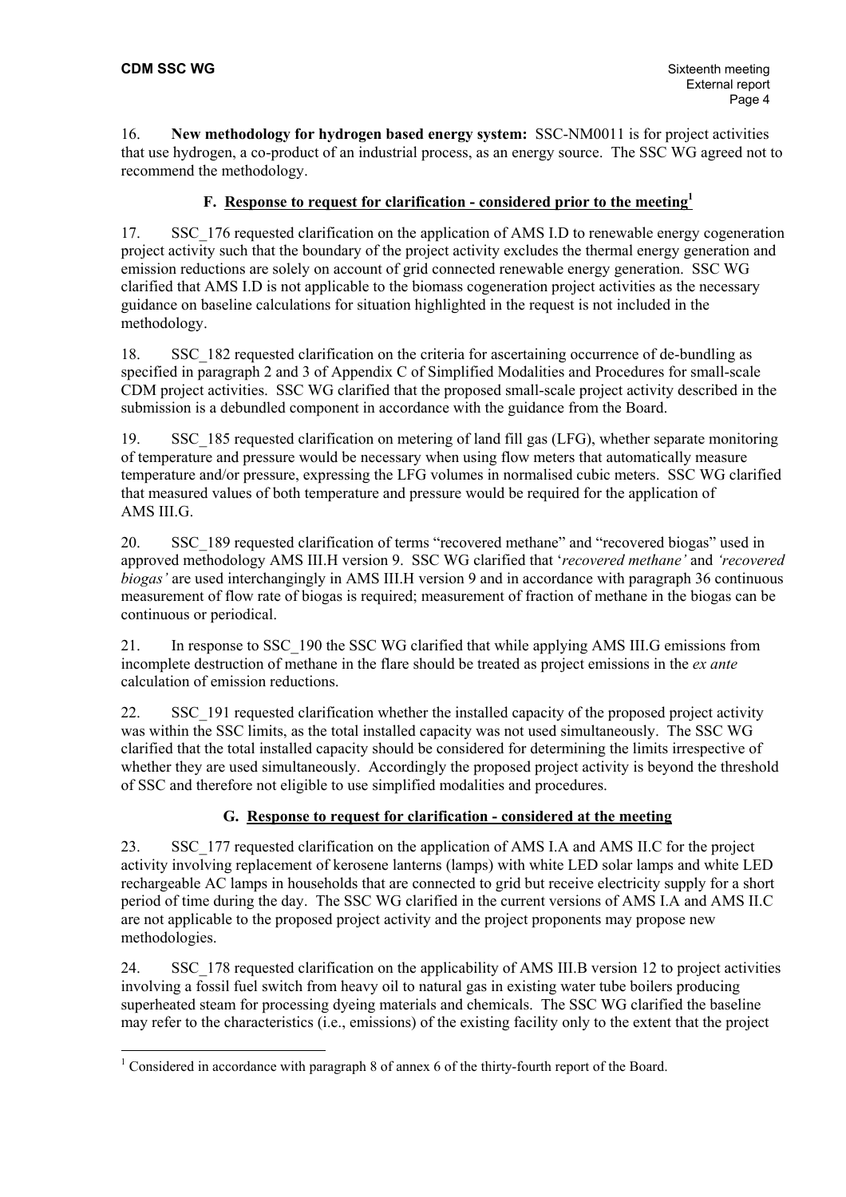16. **New methodology for hydrogen based energy system:** SSC-NM0011 is for project activities that use hydrogen, a co-product of an industrial process, as an energy source. The SSC WG agreed not to recommend the methodology.

### F. Response to request for clarification - considered prior to the meeting[1]

17. SSC_176 requested clarification on the application of AMS I.D to renewable energy cogeneration project activity such that the boundary of the project activity excludes the thermal energy generation and emission reductions are solely on account of grid connected renewable energy generation. SSC WG clarified that AMS I.D is not applicable to the biomass cogeneration project activities as the necessary guidance on baseline calculations for situation highlighted in the request is not included in the methodology.

18. SSC_182 requested clarification on the criteria for ascertaining occurrence of de-bundling as specified in paragraph 2 and 3 of Appendix C of Simplified Modalities and Procedures for small-scale CDM project activities. SSC WG clarified that the proposed small-scale project activity described in the submission is a debundled component in accordance with the guidance from the Board.

19. SSC_185 requested clarification on metering of land fill gas (LFG), whether separate monitoring of temperature and pressure would be necessary when using flow meters that automatically measure temperature and/or pressure, expressing the LFG volumes in normalised cubic meters. SSC WG clarified that measured values of both temperature and pressure would be required for the application of AMS III.G.

20. SSC_189 requested clarification of terms "recovered methane" and "recovered biogas" used in approved methodology AMS III.H version 9. SSC WG clarified that '*recovered methane'* and *'recovered biogas'* are used interchangingly in AMS III.H version 9 and in accordance with paragraph 36 continuous measurement of flow rate of biogas is required; measurement of fraction of methane in the biogas can be continuous or periodical.

21. In response to SSC_190 the SSC WG clarified that while applying AMS III.G emissions from incomplete destruction of methane in the flare should be treated as project emissions in the *ex ante* calculation of emission reductions.

22. SSC_191 requested clarification whether the installed capacity of the proposed project activity was within the SSC limits, as the total installed capacity was not used simultaneously. The SSC WG clarified that the total installed capacity should be considered for determining the limits irrespective of whether they are used simultaneously. Accordingly the proposed project activity is beyond the threshold of SSC and therefore not eligible to use simplified modalities and procedures.

### G. Response to request for clarification - considered at the meeting

23. SSC_177 requested clarification on the application of AMS I.A and AMS II.C for the project activity involving replacement of kerosene lanterns (lamps) with white LED solar lamps and white LED rechargeable AC lamps in households that are connected to grid but receive electricity supply for a short period of time during the day. The SSC WG clarified in the current versions of AMS I.A and AMS II.C are not applicable to the proposed project activity and the project proponents may propose new methodologies.

24. SSC_178 requested clarification on the applicability of AMS III.B version 12 to project activities involving a fossil fuel switch from heavy oil to natural gas in existing water tube boilers producing superheated steam for processing dyeing materials and chemicals. The SSC WG clarified the baseline may refer to the characteristics (i.e., emissions) of the existing facility only to the extent that the project

---

[1] Considered in accordance with paragraph 8 of annex 6 of the thirty-fourth report of the Board.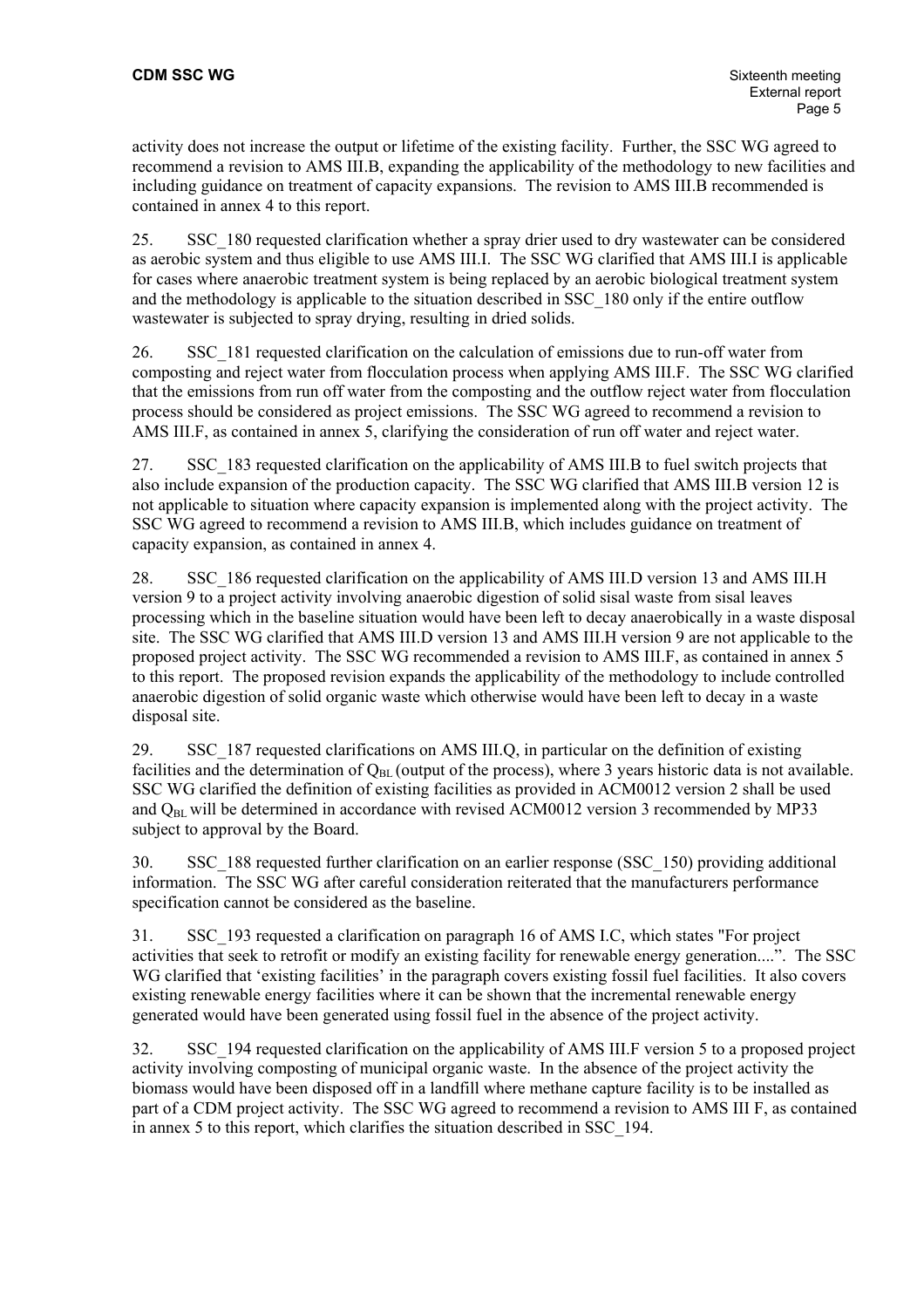activity does not increase the output or lifetime of the existing facility. Further, the SSC WG agreed to recommend a revision to AMS III.B, expanding the applicability of the methodology to new facilities and including guidance on treatment of capacity expansions. The revision to AMS III.B recommended is contained in annex 4 to this report.

25. SSC_180 requested clarification whether a spray drier used to dry wastewater can be considered as aerobic system and thus eligible to use AMS III.I. The SSC WG clarified that AMS III.I is applicable for cases where anaerobic treatment system is being replaced by an aerobic biological treatment system and the methodology is applicable to the situation described in SSC_180 only if the entire outflow wastewater is subjected to spray drying, resulting in dried solids.

26. SSC_181 requested clarification on the calculation of emissions due to run-off water from composting and reject water from flocculation process when applying AMS III.F. The SSC WG clarified that the emissions from run off water from the composting and the outflow reject water from flocculation process should be considered as project emissions. The SSC WG agreed to recommend a revision to AMS III.F, as contained in annex 5, clarifying the consideration of run off water and reject water.

27. SSC_183 requested clarification on the applicability of AMS III.B to fuel switch projects that also include expansion of the production capacity. The SSC WG clarified that AMS III.B version 12 is not applicable to situation where capacity expansion is implemented along with the project activity. The SSC WG agreed to recommend a revision to AMS III.B, which includes guidance on treatment of capacity expansion, as contained in annex 4.

28. SSC_186 requested clarification on the applicability of AMS III.D version 13 and AMS III.H version 9 to a project activity involving anaerobic digestion of solid sisal waste from sisal leaves processing which in the baseline situation would have been left to decay anaerobically in a waste disposal site. The SSC WG clarified that AMS III.D version 13 and AMS III.H version 9 are not applicable to the proposed project activity. The SSC WG recommended a revision to AMS III.F, as contained in annex 5 to this report. The proposed revision expands the applicability of the methodology to include controlled anaerobic digestion of solid organic waste which otherwise would have been left to decay in a waste disposal site.

29. SSC_187 requested clarifications on AMS III.Q, in particular on the definition of existing facilities and the determination of $Q_{BL}$ (output of the process), where 3 years historic data is not available. SSC WG clarified the definition of existing facilities as provided in ACM0012 version 2 shall be used and $Q_{BL}$ will be determined in accordance with revised ACM0012 version 3 recommended by MP33 subject to approval by the Board.

30. SSC_188 requested further clarification on an earlier response (SSC_150) providing additional information. The SSC WG after careful consideration reiterated that the manufacturers performance specification cannot be considered as the baseline.

31. SSC_193 requested a clarification on paragraph 16 of AMS I.C, which states "For project activities that seek to retrofit or modify an existing facility for renewable energy generation....". The SSC WG clarified that 'existing facilities' in the paragraph covers existing fossil fuel facilities. It also covers existing renewable energy facilities where it can be shown that the incremental renewable energy generated would have been generated using fossil fuel in the absence of the project activity.

32. SSC_194 requested clarification on the applicability of AMS III.F version 5 to a proposed project activity involving composting of municipal organic waste. In the absence of the project activity the biomass would have been disposed off in a landfill where methane capture facility is to be installed as part of a CDM project activity. The SSC WG agreed to recommend a revision to AMS III F, as contained in annex 5 to this report, which clarifies the situation described in SSC_194.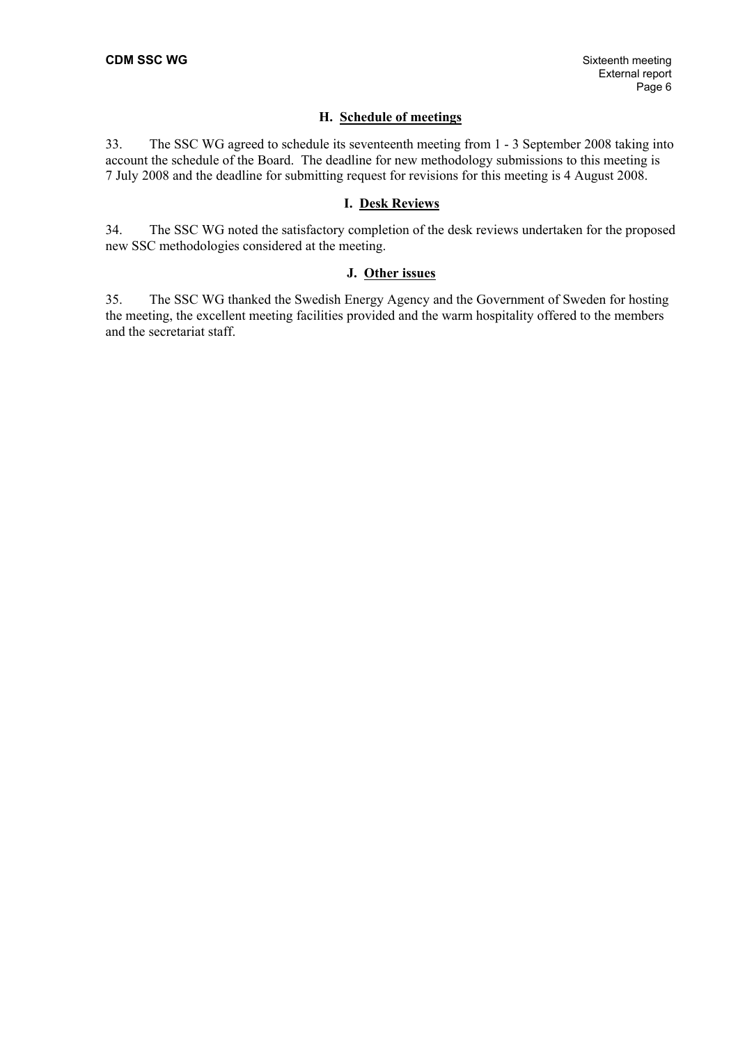### H. Schedule of meetings

33. The SSC WG agreed to schedule its seventeenth meeting from 1 - 3 September 2008 taking into account the schedule of the Board. The deadline for new methodology submissions to this meeting is 7 July 2008 and the deadline for submitting request for revisions for this meeting is 4 August 2008.

### I. Desk Reviews

34. The SSC WG noted the satisfactory completion of the desk reviews undertaken for the proposed new SSC methodologies considered at the meeting.

### J. Other issues

35. The SSC WG thanked the Swedish Energy Agency and the Government of Sweden for hosting the meeting, the excellent meeting facilities provided and the warm hospitality offered to the members and the secretariat staff.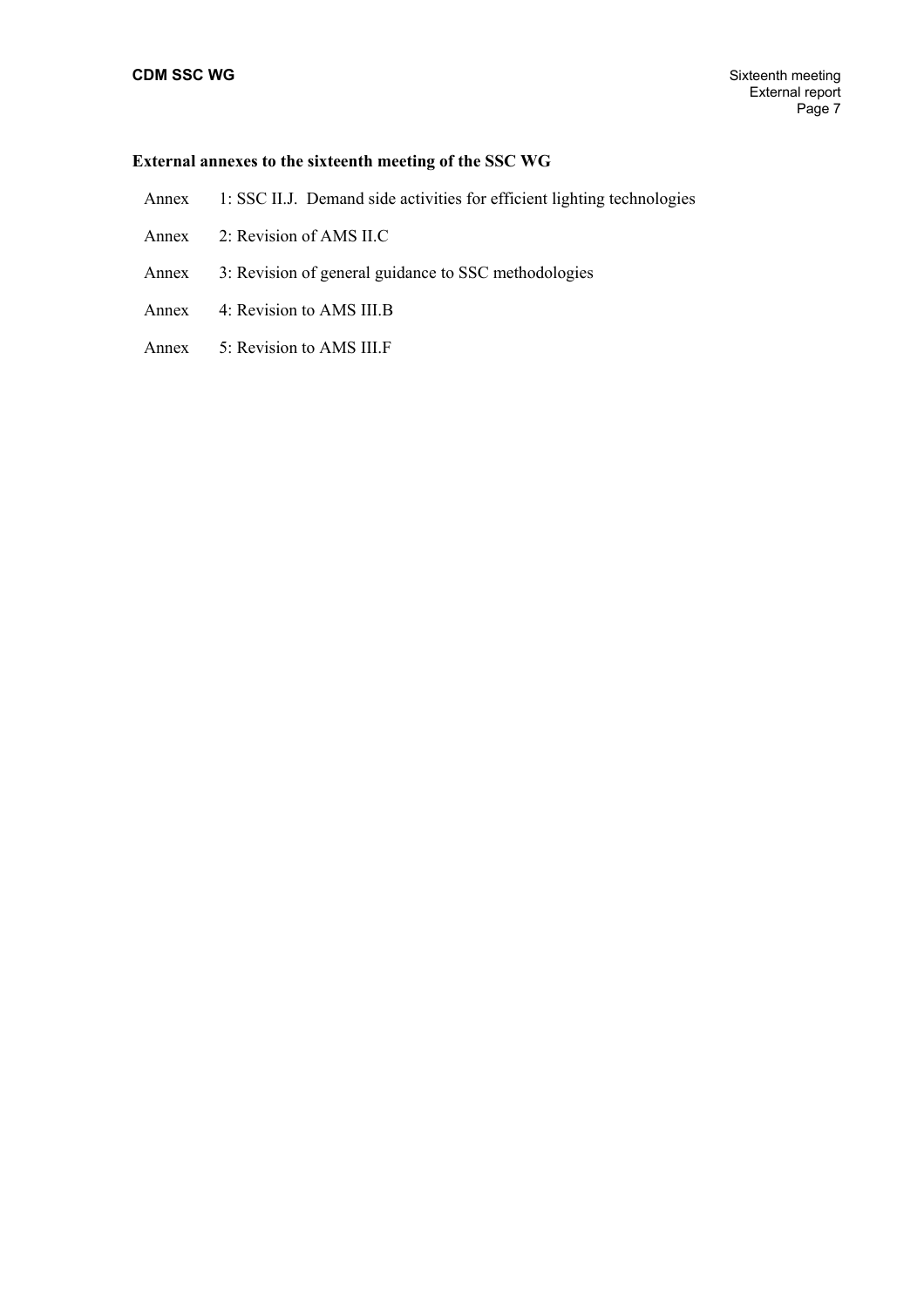**External annexes to the sixteenth meeting of the SSC WG**

Annex 1: SSC II.J. Demand side activities for efficient lighting technologies

Annex 2: Revision of AMS II.C

Annex 3: Revision of general guidance to SSC methodologies

Annex 4: Revision to AMS III.B

Annex 5: Revision to AMS III.F